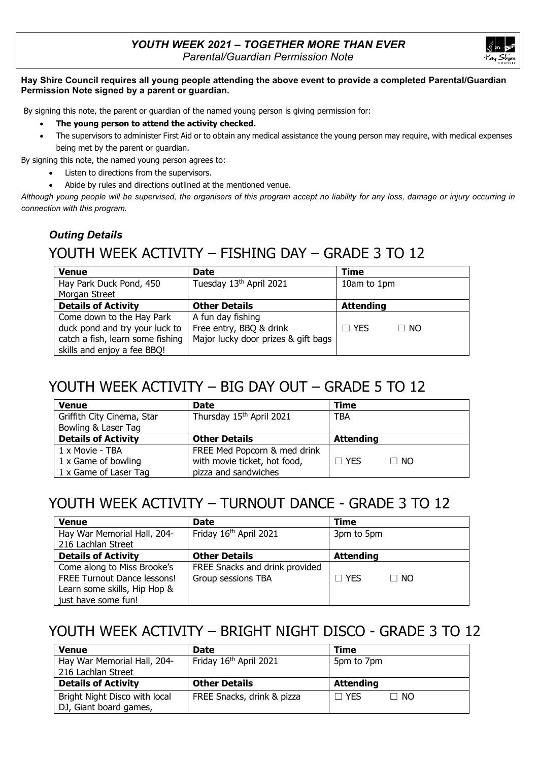# *YOUTH WEEK 2021 – TOGETHER MORE THAN EVER*

*Parental/Guardian Permission Note*

**Hay Shire Council requires all young people attending the above event to provide a completed Parental/Guardian Permission Note signed by a parent or guardian.**

By signing this note, the parent or guardian of the named young person is giving permission for:

- **The young person to attend the activity checked.**
- The supervisors to administer First Aid or to obtain any medical assistance the young person may require, with medical expenses being met by the parent or guardian.

By signing this note, the named young person agrees to:

- Listen to directions from the supervisors.
- Abide by rules and directions outlined at the mentioned venue.

*Although young people will be supervised, the organisers of this program accept no liability for any loss, damage or injury occurring in connection with this program.*

### *Outing Details*

## YOUTH WEEK ACTIVITY – FISHING DAY – GRADE 3 TO 12

| **Venue** | **Date** | **Time** |
| --- | --- | --- |
| Hay Park Duck Pond, 450 Morgan Street | Tuesday 13th April 2021 | 10am to 1pm |
| **Details of Activity** | **Other Details** | **Attending** |
| Come down to the Hay Park duck pond and try your luck to catch a fish, learn some fishing skills and enjoy a fee BBQ! | A fun day fishing<br>Free entry, BBQ & drink<br>Major lucky door prizes & gift bags | ☐ YES ☐ NO |

## YOUTH WEEK ACTIVITY – BIG DAY OUT – GRADE 5 TO 12

| **Venue** | **Date** | **Time** |
| --- | --- | --- |
| Griffith City Cinema, Star Bowling & Laser Tag | Thursday 15th April 2021 | TBA |
| **Details of Activity** | **Other Details** | **Attending** |
| 1 x Movie - TBA<br>1 x Game of bowling<br>1 x Game of Laser Tag | FREE Med Popcorn & med drink with movie ticket, hot food, pizza and sandwiches | ☐ YES ☐ NO |

## YOUTH WEEK ACTIVITY – TURNOUT DANCE - GRADE 3 TO 12

| **Venue** | **Date** | **Time** |
| --- | --- | --- |
| Hay War Memorial Hall, 204-216 Lachlan Street | Friday 16th April 2021 | 3pm to 5pm |
| **Details of Activity** | **Other Details** | **Attending** |
| Come along to Miss Brooke's FREE Turnout Dance lessons! Learn some skills, Hip Hop & just have some fun! | FREE Snacks and drink provided<br>Group sessions TBA | ☐ YES ☐ NO |

## YOUTH WEEK ACTIVITY – BRIGHT NIGHT DISCO - GRADE 3 TO 12

| **Venue** | **Date** | **Time** |
| --- | --- | --- |
| Hay War Memorial Hall, 204-216 Lachlan Street | Friday 16th April 2021 | 5pm to 7pm |
| **Details of Activity** | **Other Details** | **Attending** |
| Bright Night Disco with local DJ, Giant board games, | FREE Snacks, drink & pizza | ☐ YES ☐ NO |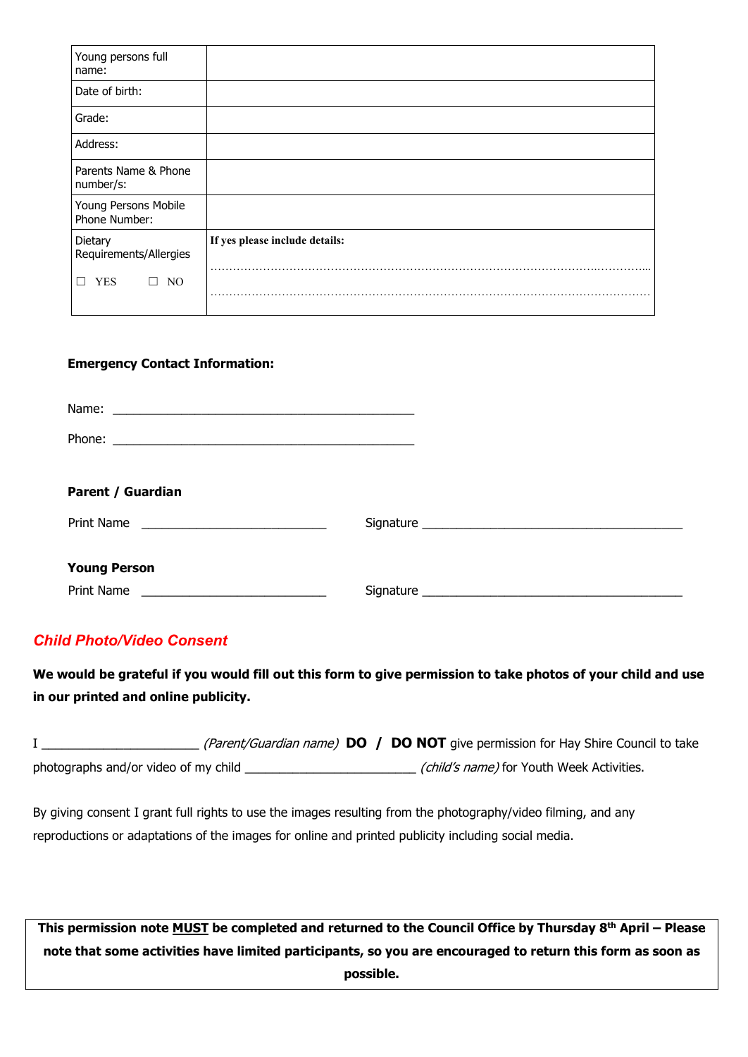| | |
|---|---|
| Young persons full name: | |
| Date of birth: | |
| Grade: | |
| Address: | |
| Parents Name & Phone number/s: | |
| Young Persons Mobile Phone Number: | |
| Dietary Requirements/Allergies<br>☐ YES ☐ NO | **If yes please include details:**<br>……………………………………………………………………………………………<br>…………………………………………………………………………………………… |

**Emergency Contact Information:**

Name: ______________________________________________

Phone: ______________________________________________

**Parent / Guardian**

Print Name ____________________________ Signature ________________________________________

**Young Person**

Print Name ____________________________ Signature ________________________________________

## *Child Photo/Video Consent*

**We would be grateful if you would fill out this form to give permission to take photos of your child and use in our printed and online publicity.**

I ________________________ *(Parent/Guardian name)* **DO / DO NOT** give permission for Hay Shire Council to take photographs and/or video of my child __________________________ *(child's name)* for Youth Week Activities.

By giving consent I grant full rights to use the images resulting from the photography/video filming, and any reproductions or adaptations of the images for online and printed publicity including social media.

**This permission note MUST be completed and returned to the Council Office by Thursday 8th April – Please note that some activities have limited participants, so you are encouraged to return this form as soon as possible.**